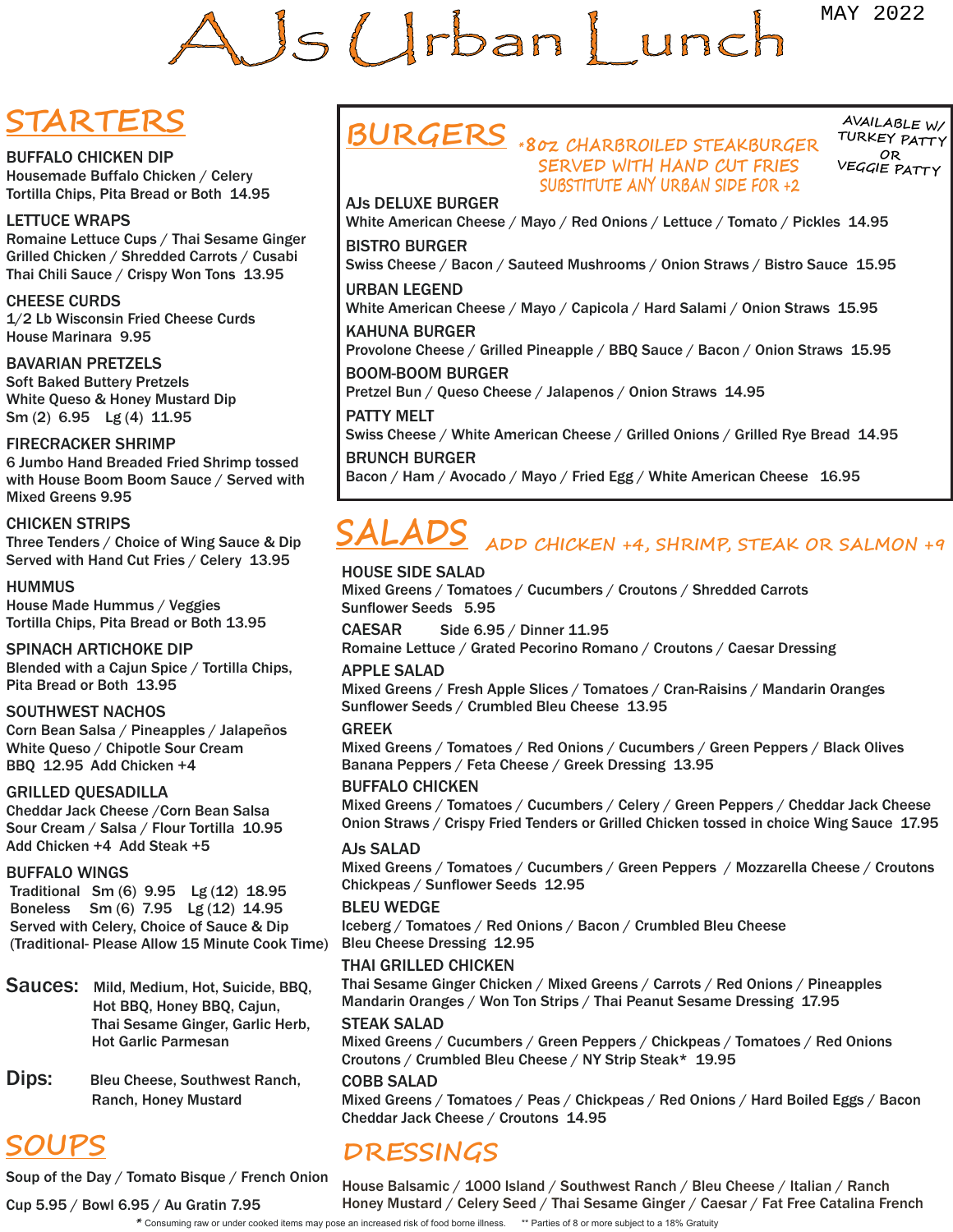# AJs Urban Lunch

MAY 2022

## STARTERS

**BUFFALO CHICKEN DIP**
Housemade Buffalo Chicken / Celery
Tortilla Chips, Pita Bread or Both 14.95

**LETTUCE WRAPS**
Romaine Lettuce Cups / Thai Sesame Ginger
Grilled Chicken / Shredded Carrots / Cusabi
Thai Chili Sauce / Crispy Won Tons 13.95

**CHEESE CURDS**
1/2 Lb Wisconsin Fried Cheese Curds
House Marinara 9.95

**BAVARIAN PRETZELS**
Soft Baked Buttery Pretzels
White Queso & Honey Mustard Dip
Sm (2) 6.95 Lg (4) 11.95

**FIRECRACKER SHRIMP**
6 Jumbo Hand Breaded Fried Shrimp tossed with House Boom Boom Sauce / Served with Mixed Greens 9.95

**CHICKEN STRIPS**
Three Tenders / Choice of Wing Sauce & Dip
Served with Hand Cut Fries / Celery 13.95

**HUMMUS**
House Made Hummus / Veggies
Tortilla Chips, Pita Bread or Both 13.95

**SPINACH ARTICHOKE DIP**
Blended with a Cajun Spice / Tortilla Chips, Pita Bread or Both 13.95

**SOUTHWEST NACHOS**
Corn Bean Salsa / Pineapples / Jalapeños
White Queso / Chipotle Sour Cream
BBQ 12.95 Add Chicken +4

**GRILLED QUESADILLA**
Cheddar Jack Cheese /Corn Bean Salsa
Sour Cream / Salsa / Flour Tortilla 10.95
Add Chicken +4 Add Steak +5

**BUFFALO WINGS**
Traditional Sm (6) 9.95 Lg (12) 18.95
Boneless Sm (6) 7.95 Lg (12) 14.95
Served with Celery, Choice of Sauce & Dip
(Traditional- Please Allow 15 Minute Cook Time)

**Sauces:** Mild, Medium, Hot, Suicide, BBQ, Hot BBQ, Honey BBQ, Cajun, Thai Sesame Ginger, Garlic Herb, Hot Garlic Parmesan

**Dips:** Bleu Cheese, Southwest Ranch, Ranch, Honey Mustard

## SOUPS

Soup of the Day / Tomato Bisque / French Onion

Cup 5.95 / Bowl 6.95 / Au Gratin 7.95

## BURGERS

*8oz CHARBROILED STEAKBURGER SERVED WITH HAND CUT FRIES
SUBSTITUTE ANY URBAN SIDE FOR +2

AVAILABLE W/ TURKEY PATTY OR VEGGIE PATTY

**AJs DELUXE BURGER**
White American Cheese / Mayo / Red Onions / Lettuce / Tomato / Pickles 14.95

**BISTRO BURGER**
Swiss Cheese / Bacon / Sauteed Mushrooms / Onion Straws / Bistro Sauce 15.95

**URBAN LEGEND**
White American Cheese / Mayo / Capicola / Hard Salami / Onion Straws 15.95

**KAHUNA BURGER**
Provolone Cheese / Grilled Pineapple / BBQ Sauce / Bacon / Onion Straws 15.95

**BOOM-BOOM BURGER**
Pretzel Bun / Queso Cheese / Jalapenos / Onion Straws 14.95

**PATTY MELT**
Swiss Cheese / White American Cheese / Grilled Onions / Grilled Rye Bread 14.95

**BRUNCH BURGER**
Bacon / Ham / Avocado / Mayo / Fried Egg / White American Cheese 16.95

## SALADS

ADD CHICKEN +4, SHRIMP, STEAK OR SALMON +9

**HOUSE SIDE SALAD**
Mixed Greens / Tomatoes / Cucumbers / Croutons / Shredded Carrots
Sunflower Seeds 5.95

**CAESAR** Side 6.95 / Dinner 11.95
Romaine Lettuce / Grated Pecorino Romano / Croutons / Caesar Dressing

**APPLE SALAD**
Mixed Greens / Fresh Apple Slices / Tomatoes / Cran-Raisins / Mandarin Oranges
Sunflower Seeds / Crumbled Bleu Cheese 13.95

**GREEK**
Mixed Greens / Tomatoes / Red Onions / Cucumbers / Green Peppers / Black Olives
Banana Peppers / Feta Cheese / Greek Dressing 13.95

**BUFFALO CHICKEN**
Mixed Greens / Tomatoes / Cucumbers / Celery / Green Peppers / Cheddar Jack Cheese
Onion Straws / Crispy Fried Tenders or Grilled Chicken tossed in choice Wing Sauce 17.95

**AJs SALAD**
Mixed Greens / Tomatoes / Cucumbers / Green Peppers / Mozzarella Cheese / Croutons
Chickpeas / Sunflower Seeds 12.95

**BLEU WEDGE**
Iceberg / Tomatoes / Red Onions / Bacon / Crumbled Bleu Cheese
Bleu Cheese Dressing 12.95

**THAI GRILLED CHICKEN**
Thai Sesame Ginger Chicken / Mixed Greens / Carrots / Red Onions / Pineapples
Mandarin Oranges / Won Ton Strips / Thai Peanut Sesame Dressing 17.95

**STEAK SALAD**
Mixed Greens / Cucumbers / Green Peppers / Chickpeas / Tomatoes / Red Onions
Croutons / Crumbled Bleu Cheese / NY Strip Steak* 19.95

**COBB SALAD**
Mixed Greens / Tomatoes / Peas / Chickpeas / Red Onions / Hard Boiled Eggs / Bacon
Cheddar Jack Cheese / Croutons 14.95

## DRESSINGS

House Balsamic / 1000 Island / Southwest Ranch / Bleu Cheese / Italian / Ranch
Honey Mustard / Celery Seed / Thai Sesame Ginger / Caesar / Fat Free Catalina French

* Consuming raw or under cooked items may pose an increased risk of food borne illness. ** Parties of 8 or more subject to a 18% Gratuity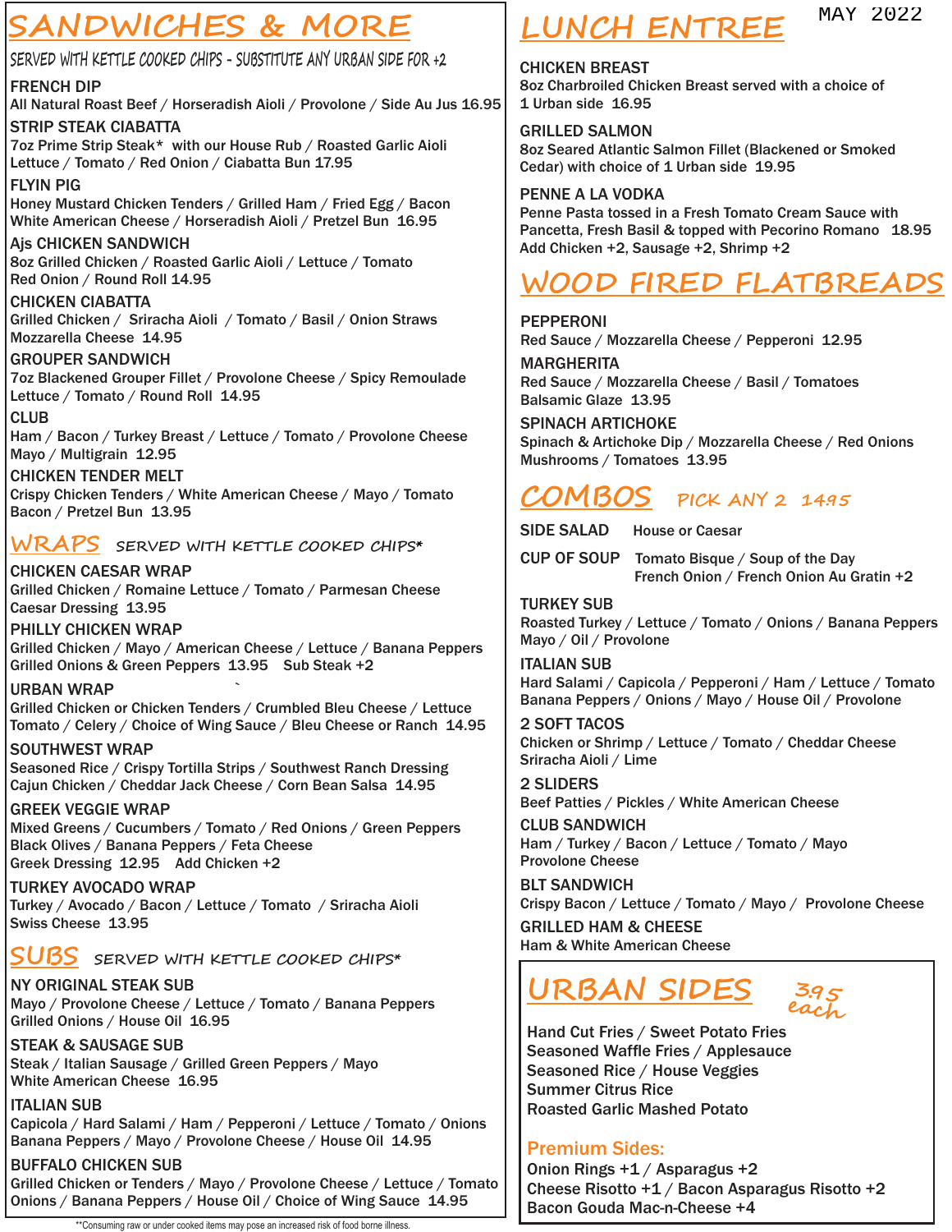MAY 2022

# SANDWICHES & MORE

SERVED WITH KETTLE COOKED CHIPS - SUBSTITUTE ANY URBAN SIDE FOR +2

**FRENCH DIP**
All Natural Roast Beef / Horseradish Aioli / Provolone / Side Au Jus 16.95

**STRIP STEAK CIABATTA**
7oz Prime Strip Steak* with our House Rub / Roasted Garlic Aioli
Lettuce / Tomato / Red Onion / Ciabatta Bun 17.95

**FLYIN PIG**
Honey Mustard Chicken Tenders / Grilled Ham / Fried Egg / Bacon
White American Cheese / Horseradish Aioli / Pretzel Bun 16.95

**Ajs CHICKEN SANDWICH**
8oz Grilled Chicken / Roasted Garlic Aioli / Lettuce / Tomato
Red Onion / Round Roll 14.95

**CHICKEN CIABATTA**
Grilled Chicken / Sriracha Aioli / Tomato / Basil / Onion Straws
Mozzarella Cheese 14.95

**GROUPER SANDWICH**
7oz Blackened Grouper Fillet / Provolone Cheese / Spicy Remoulade
Lettuce / Tomato / Round Roll 14.95

**CLUB**
Ham / Bacon / Turkey Breast / Lettuce / Tomato / Provolone Cheese
Mayo / Multigrain 12.95

**CHICKEN TENDER MELT**
Crispy Chicken Tenders / White American Cheese / Mayo / Tomato
Bacon / Pretzel Bun 13.95

## WRAPS — SERVED WITH KETTLE COOKED CHIPS*

**CHICKEN CAESAR WRAP**
Grilled Chicken / Romaine Lettuce / Tomato / Parmesan Cheese
Caesar Dressing 13.95

**PHILLY CHICKEN WRAP**
Grilled Chicken / Mayo / American Cheese / Lettuce / Banana Peppers
Grilled Onions & Green Peppers 13.95 Sub Steak +2

**URBAN WRAP**
Grilled Chicken or Chicken Tenders / Crumbled Bleu Cheese / Lettuce
Tomato / Celery / Choice of Wing Sauce / Bleu Cheese or Ranch 14.95

**SOUTHWEST WRAP**
Seasoned Rice / Crispy Tortilla Strips / Southwest Ranch Dressing
Cajun Chicken / Cheddar Jack Cheese / Corn Bean Salsa 14.95

**GREEK VEGGIE WRAP**
Mixed Greens / Cucumbers / Tomato / Red Onions / Green Peppers
Black Olives / Banana Peppers / Feta Cheese
Greek Dressing 12.95 Add Chicken +2

**TURKEY AVOCADO WRAP**
Turkey / Avocado / Bacon / Lettuce / Tomato / Sriracha Aioli
Swiss Cheese 13.95

## SUBS — SERVED WITH KETTLE COOKED CHIPS*

**NY ORIGINAL STEAK SUB**
Mayo / Provolone Cheese / Lettuce / Tomato / Banana Peppers
Grilled Onions / House Oil 16.95

**STEAK & SAUSAGE SUB**
Steak / Italian Sausage / Grilled Green Peppers / Mayo
White American Cheese 16.95

**ITALIAN SUB**
Capicola / Hard Salami / Ham / Pepperoni / Lettuce / Tomato / Onions
Banana Peppers / Mayo / Provolone Cheese / House Oil 14.95

**BUFFALO CHICKEN SUB**
Grilled Chicken or Tenders / Mayo / Provolone Cheese / Lettuce / Tomato
Onions / Banana Peppers / House Oil / Choice of Wing Sauce 14.95

**Consuming raw or under cooked items may pose an increased risk of food borne illness.

# LUNCH ENTREE

**CHICKEN BREAST**
8oz Charbroiled Chicken Breast served with a choice of
1 Urban side 16.95

**GRILLED SALMON**
8oz Seared Atlantic Salmon Fillet (Blackened or Smoked
Cedar) with choice of 1 Urban side 19.95

**PENNE A LA VODKA**
Penne Pasta tossed in a Fresh Tomato Cream Sauce with
Pancetta, Fresh Basil & topped with Pecorino Romano 18.95
Add Chicken +2, Sausage +2, Shrimp +2

# WOOD FIRED FLATBREADS

**PEPPERONI**
Red Sauce / Mozzarella Cheese / Pepperoni 12.95

**MARGHERITA**
Red Sauce / Mozzarella Cheese / Basil / Tomatoes
Balsamic Glaze 13.95

**SPINACH ARTICHOKE**
Spinach & Artichoke Dip / Mozzarella Cheese / Red Onions
Mushrooms / Tomatoes 13.95

# COMBOS — PICK ANY 2 14.95

**SIDE SALAD** House or Caesar

**CUP OF SOUP** Tomato Bisque / Soup of the Day
French Onion / French Onion Au Gratin +2

**TURKEY SUB**
Roasted Turkey / Lettuce / Tomato / Onions / Banana Peppers
Mayo / Oil / Provolone

**ITALIAN SUB**
Hard Salami / Capicola / Pepperoni / Ham / Lettuce / Tomato
Banana Peppers / Onions / Mayo / House Oil / Provolone

**2 SOFT TACOS**
Chicken or Shrimp / Lettuce / Tomato / Cheddar Cheese
Sriracha Aioli / Lime

**2 SLIDERS**
Beef Patties / Pickles / White American Cheese

**CLUB SANDWICH**
Ham / Turkey / Bacon / Lettuce / Tomato / Mayo
Provolone Cheese

**BLT SANDWICH**
Crispy Bacon / Lettuce / Tomato / Mayo / Provolone Cheese

**GRILLED HAM & CHEESE**
Ham & White American Cheese

# URBAN SIDES — 3.95 each

Hand Cut Fries / Sweet Potato Fries
Seasoned Waffle Fries / Applesauce
Seasoned Rice / House Veggies
Summer Citrus Rice
Roasted Garlic Mashed Potato

**Premium Sides:**
Onion Rings +1 / Asparagus +2
Cheese Risotto +1 / Bacon Asparagus Risotto +2
Bacon Gouda Mac-n-Cheese +4